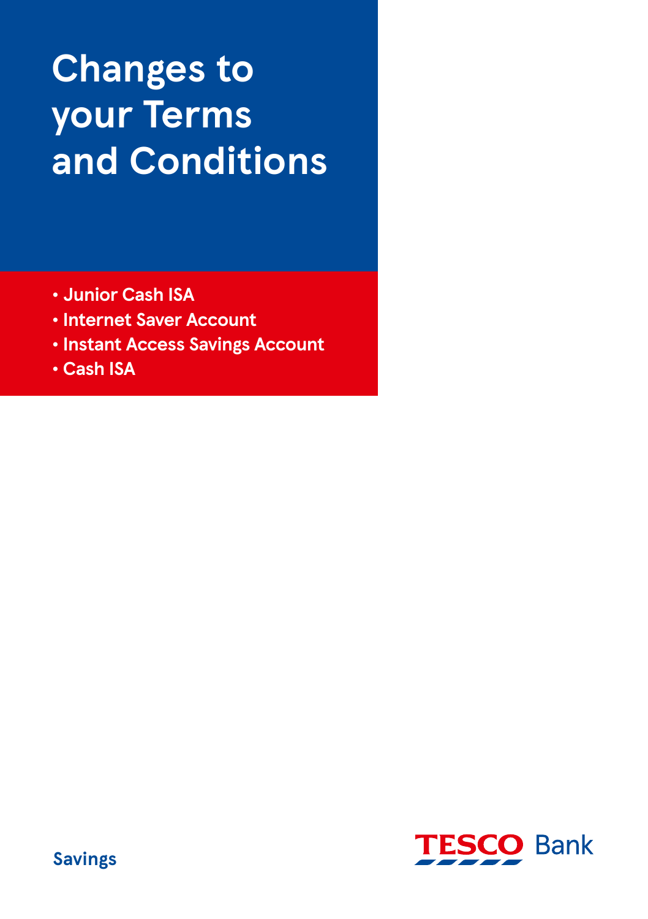# Changes to your Terms and Conditions

- Junior Cash ISA
- Internet Saver Account
- Instant Access Savings Account
- Cash ISA

Savings

TESCO Bank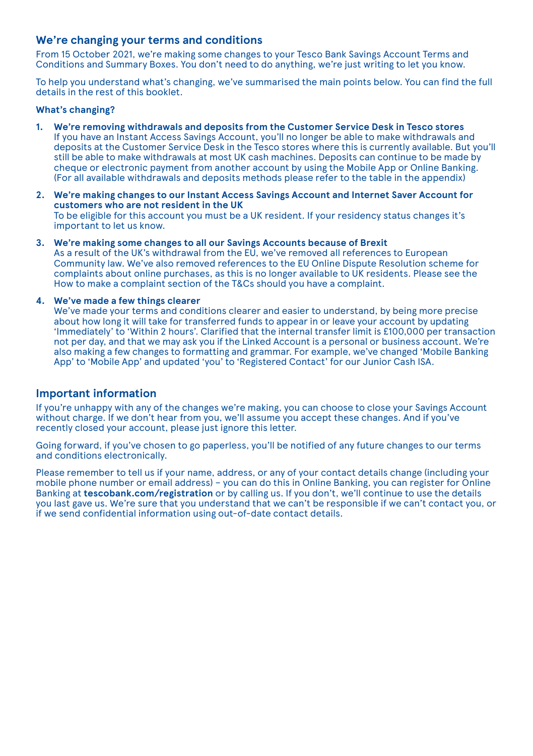## We're changing your terms and conditions

From 15 October 2021, we're making some changes to your Tesco Bank Savings Account Terms and Conditions and Summary Boxes. You don't need to do anything, we're just writing to let you know.

To help you understand what's changing, we've summarised the main points below. You can find the full details in the rest of this booklet.

**What's changing?**

1. **We're removing withdrawals and deposits from the Customer Service Desk in Tesco stores**
   If you have an Instant Access Savings Account, you'll no longer be able to make withdrawals and deposits at the Customer Service Desk in the Tesco stores where this is currently available. But you'll still be able to make withdrawals at most UK cash machines. Deposits can continue to be made by cheque or electronic payment from another account by using the Mobile App or Online Banking. (For all available withdrawals and deposits methods please refer to the table in the appendix)

2. **We're making changes to our Instant Access Savings Account and Internet Saver Account for customers who are not resident in the UK**
   To be eligible for this account you must be a UK resident. If your residency status changes it's important to let us know.

3. **We're making some changes to all our Savings Accounts because of Brexit**
   As a result of the UK's withdrawal from the EU, we've removed all references to European Community law. We've also removed references to the EU Online Dispute Resolution scheme for complaints about online purchases, as this is no longer available to UK residents. Please see the How to make a complaint section of the T&Cs should you have a complaint.

4. **We've made a few things clearer**
   We've made your terms and conditions clearer and easier to understand, by being more precise about how long it will take for transferred funds to appear in or leave your account by updating 'Immediately' to 'Within 2 hours'. Clarified that the internal transfer limit is £100,000 per transaction not per day, and that we may ask you if the Linked Account is a personal or business account. We're also making a few changes to formatting and grammar. For example, we've changed 'Mobile Banking App' to 'Mobile App' and updated 'you' to 'Registered Contact' for our Junior Cash ISA.

## Important information

If you're unhappy with any of the changes we're making, you can choose to close your Savings Account without charge. If we don't hear from you, we'll assume you accept these changes. And if you've recently closed your account, please just ignore this letter.

Going forward, if you've chosen to go paperless, you'll be notified of any future changes to our terms and conditions electronically.

Please remember to tell us if your name, address, or any of your contact details change (including your mobile phone number or email address) – you can do this in Online Banking, you can register for Online Banking at **tescobank.com/registration** or by calling us. If you don't, we'll continue to use the details you last gave us. We're sure that you understand that we can't be responsible if we can't contact you, or if we send confidential information using out-of-date contact details.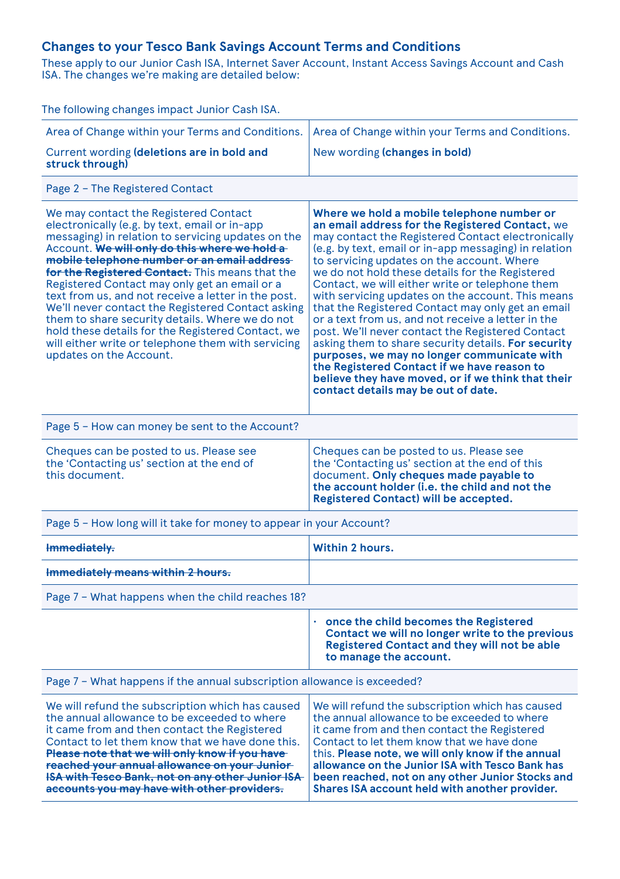## Changes to your Tesco Bank Savings Account Terms and Conditions

These apply to our Junior Cash ISA, Internet Saver Account, Instant Access Savings Account and Cash ISA. The changes we're making are detailed below:

The following changes impact Junior Cash ISA.

| Area of Change within your Terms and Conditions. Current wording **(deletions are in bold and struck through)** | Area of Change within your Terms and Conditions. New wording **(changes in bold)** |
|---|---|
| Page 2 – The Registered Contact | |
| We may contact the Registered Contact electronically (e.g. by text, email or in-app messaging) in relation to servicing updates on the Account. **~~We will only do this where we hold a mobile telephone number or an email address for the Registered Contact.~~** This means that the Registered Contact may only get an email or a text from us, and not receive a letter in the post. We'll never contact the Registered Contact asking them to share security details. Where we do not hold these details for the Registered Contact, we will either write or telephone them with servicing updates on the Account. | **Where we hold a mobile telephone number or an email address for the Registered Contact,** we may contact the Registered Contact electronically (e.g. by text, email or in-app messaging) in relation to servicing updates on the account. Where we do not hold these details for the Registered Contact, we will either write or telephone them with servicing updates on the account. This means that the Registered Contact may only get an email or a text from us, and not receive a letter in the post. We'll never contact the Registered Contact asking them to share security details. **For security purposes, we may no longer communicate with the Registered Contact if we have reason to believe they have moved, or if we think that their contact details may be out of date.** |
| Page 5 – How can money be sent to the Account? | |
| Cheques can be posted to us. Please see the 'Contacting us' section at the end of this document. | Cheques can be posted to us. Please see the 'Contacting us' section at the end of this document. **Only cheques made payable to the account holder (i.e. the child and not the Registered Contact) will be accepted.** |
| Page 5 – How long will it take for money to appear in your Account? | |
| **~~Immediately.~~** | **Within 2 hours.** |
| **~~Immediately means within 2 hours.~~** | |
| Page 7 – What happens when the child reaches 18? | |
| | • **once the child becomes the Registered Contact we will no longer write to the previous Registered Contact and they will not be able to manage the account.** |
| Page 7 – What happens if the annual subscription allowance is exceeded? | |
| We will refund the subscription which has caused the annual allowance to be exceeded to where it came from and then contact the Registered Contact to let them know that we have done this. **~~Please note that we will only know if you have reached your annual allowance on your Junior ISA with Tesco Bank, not on any other Junior ISA accounts you may have with other providers.~~** | We will refund the subscription which has caused the annual allowance to be exceeded to where it came from and then contact the Registered Contact to let them know that we have done this. **Please note, we will only know if the annual allowance on the Junior ISA with Tesco Bank has been reached, not on any other Junior Stocks and Shares ISA account held with another provider.** |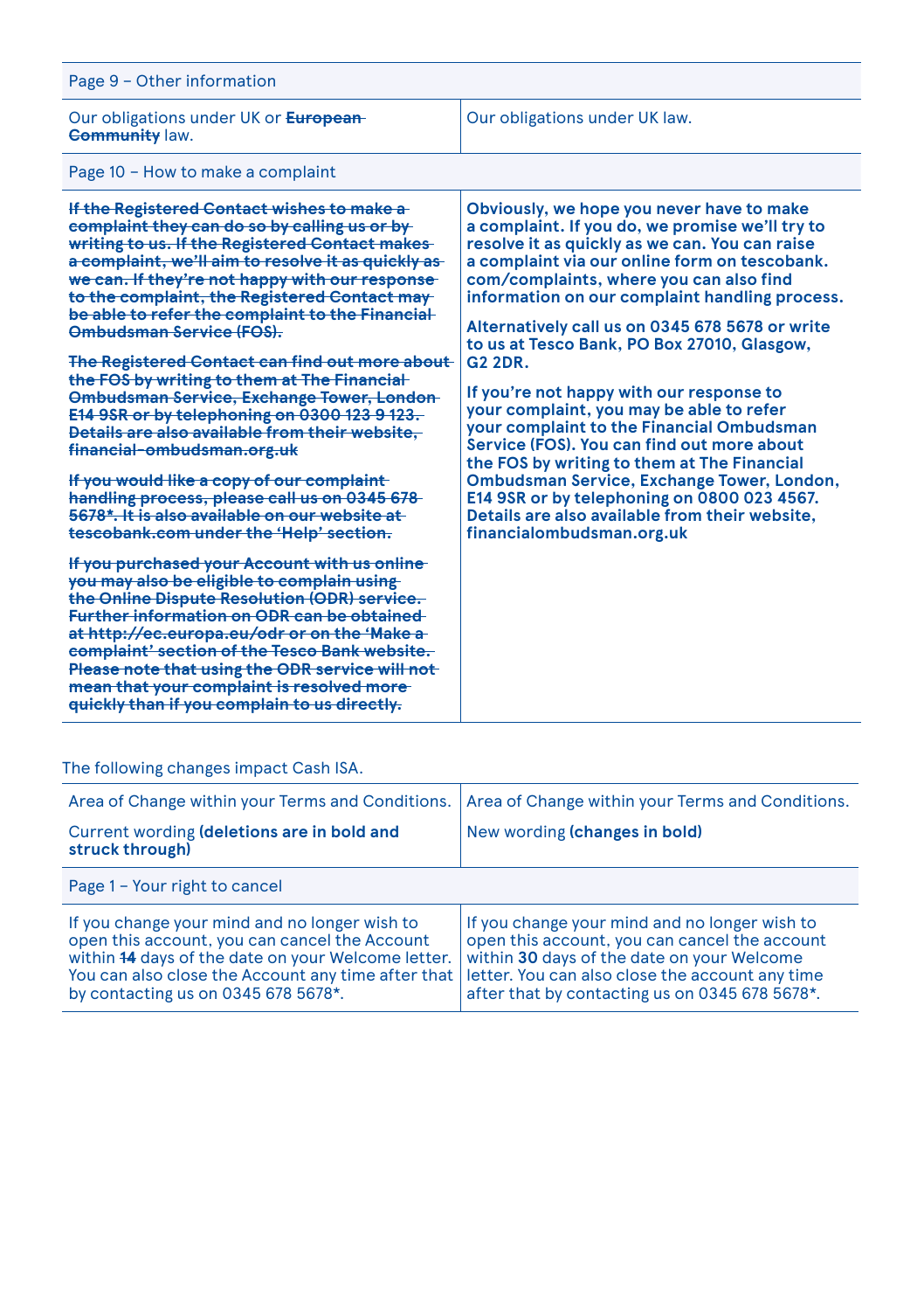| Page 9 – Other information | |
|---|---|
| Our obligations under UK or ~~**European Community**~~ law. | Our obligations under UK law. |
| **Page 10 – How to make a complaint** | |
| ~~**If the Registered Contact wishes to make a complaint they can do so by calling us or by writing to us. If the Registered Contact makes a complaint, we'll aim to resolve it as quickly as we can. If they're not happy with our response to the complaint, the Registered Contact may be able to refer the complaint to the Financial Ombudsman Service (FOS).**~~<br><br>~~**The Registered Contact can find out more about the FOS by writing to them at The Financial Ombudsman Service, Exchange Tower, London E14 9SR or by telephoning on 0300 123 9 123. Details are also available from their website, financial-ombudsman.org.uk**~~<br><br>~~**If you would like a copy of our complaint handling process, please call us on 0345 678 5678*. It is also available on our website at tescobank.com under the 'Help' section.**~~<br><br>~~**If you purchased your Account with us online you may also be eligible to complain using the Online Dispute Resolution (ODR) service. Further information on ODR can be obtained at http://ec.europa.eu/odr or on the 'Make a complaint' section of the Tesco Bank website. Please note that using the ODR service will not mean that your complaint is resolved more quickly than if you complain to us directly.**~~ | **Obviously, we hope you never have to make a complaint. If you do, we promise we'll try to resolve it as quickly as we can. You can raise a complaint via our online form on tescobank.com/complaints, where you can also find information on our complaint handling process.**<br><br>**Alternatively call us on 0345 678 5678 or write to us at Tesco Bank, PO Box 27010, Glasgow, G2 2DR.**<br><br>**If you're not happy with our response to your complaint, you may be able to refer your complaint to the Financial Ombudsman Service (FOS). You can find out more about the FOS by writing to them at The Financial Ombudsman Service, Exchange Tower, London, E14 9SR or by telephoning on 0800 023 4567. Details are also available from their website, financialombudsman.org.uk** |

The following changes impact Cash ISA.

| Area of Change within your Terms and Conditions.<br><br>Current wording **(deletions are in bold and struck through)** | Area of Change within your Terms and Conditions.<br><br>New wording **(changes in bold)** |
|---|---|
| **Page 1 – Your right to cancel** | |
| If you change your mind and no longer wish to open this account, you can cancel the Account within ~~**14**~~ days of the date on your Welcome letter. You can also close the Account any time after that by contacting us on 0345 678 5678*. | If you change your mind and no longer wish to open this account, you can cancel the account within **30** days of the date on your Welcome letter. You can also close the account any time after that by contacting us on 0345 678 5678*. |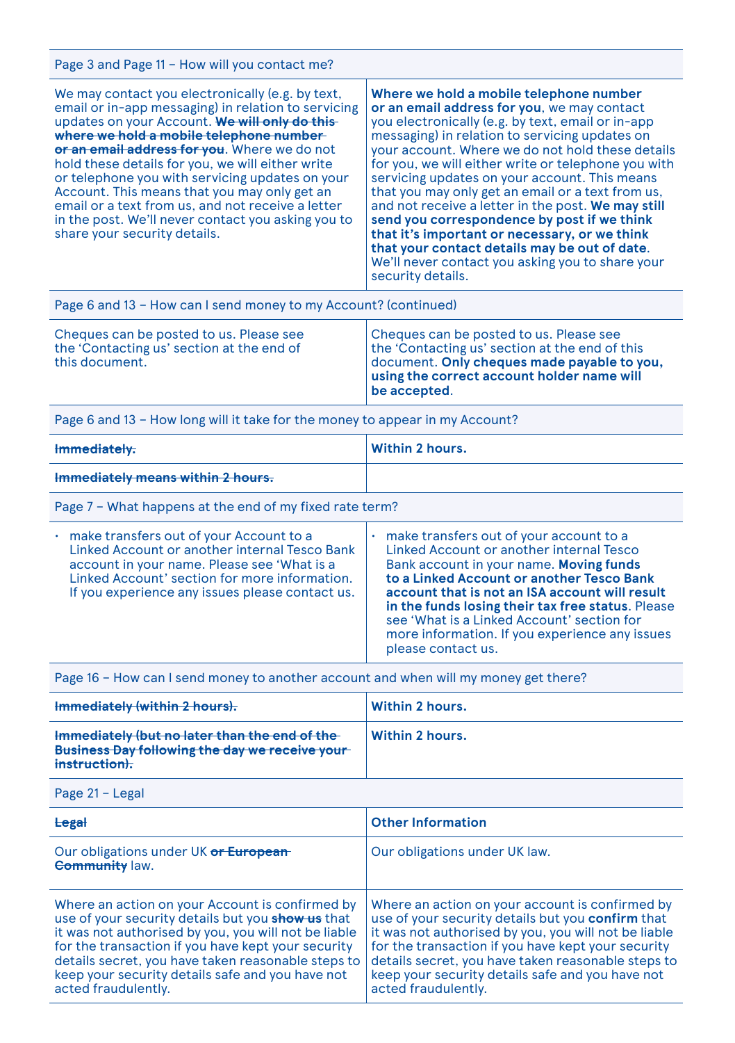| Page 3 and Page 11 – How will you contact me? | |
|---|---|
| We may contact you electronically (e.g. by text, email or in-app messaging) in relation to servicing updates on your Account. ~~**We will only do this where we hold a mobile telephone number or an email address for you**~~. Where we do not hold these details for you, we will either write or telephone you with servicing updates on your Account. This means that you may only get an email or a text from us, and not receive a letter in the post. We'll never contact you asking you to share your security details. | **Where we hold a mobile telephone number or an email address for you**, we may contact you electronically (e.g. by text, email or in-app messaging) in relation to servicing updates on your account. Where we do not hold these details for you, we will either write or telephone you with servicing updates on your account. This means that you may only get an email or a text from us, and not receive a letter in the post. **We may still send you correspondence by post if we think that it's important or necessary, or we think that your contact details may be out of date**. We'll never contact you asking you to share your security details. |
| **Page 6 and 13 – How can I send money to my Account? (continued)** | |
| Cheques can be posted to us. Please see the 'Contacting us' section at the end of this document. | Cheques can be posted to us. Please see the 'Contacting us' section at the end of this document. **Only cheques made payable to you, using the correct account holder name will be accepted**. |
| **Page 6 and 13 – How long will it take for the money to appear in my Account?** | |
| ~~**Immediately.**~~ | **Within 2 hours.** |
| ~~**Immediately means within 2 hours.**~~ | |
| **Page 7 – What happens at the end of my fixed rate term?** | |
| • make transfers out of your Account to a Linked Account or another internal Tesco Bank account in your name. Please see 'What is a Linked Account' section for more information. If you experience any issues please contact us. | • make transfers out of your account to a Linked Account or another internal Tesco Bank account in your name. **Moving funds to a Linked Account or another Tesco Bank account that is not an ISA account will result in the funds losing their tax free status**. Please see 'What is a Linked Account' section for more information. If you experience any issues please contact us. |
| **Page 16 – How can I send money to another account and when will my money get there?** | |
| ~~**Immediately (within 2 hours).**~~ | **Within 2 hours.** |
| ~~**Immediately (but no later than the end of the Business Day following the day we receive your instruction).**~~ | **Within 2 hours.** |
| **Page 21 – Legal** | |
| ~~**Legal**~~ | **Other Information** |
| Our obligations under UK ~~**or European Community**~~ law. | Our obligations under UK law. |
| Where an action on your Account is confirmed by use of your security details but you ~~**show us**~~ that it was not authorised by you, you will not be liable for the transaction if you have kept your security details secret, you have taken reasonable steps to keep your security details safe and you have not acted fraudulently. | Where an action on your account is confirmed by use of your security details but you **confirm** that it was not authorised by you, you will not be liable for the transaction if you have kept your security details secret, you have taken reasonable steps to keep your security details safe and you have not acted fraudulently. |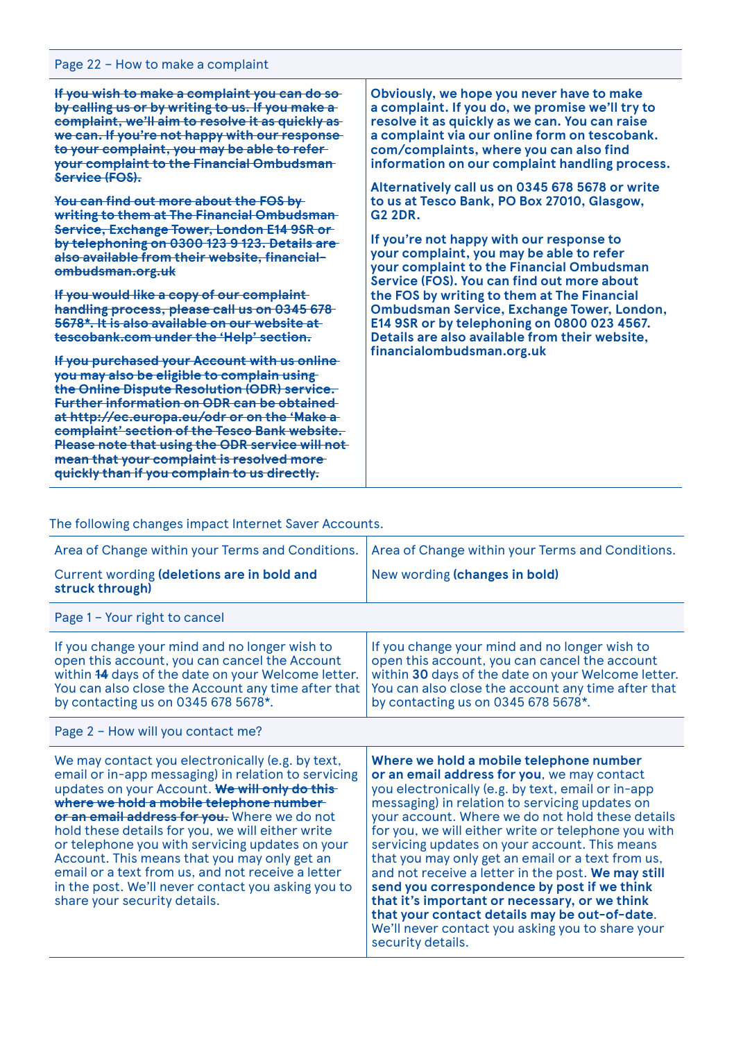| Page 22 – How to make a complaint | |
|---|---|
| ~~**If you wish to make a complaint you can do so by calling us or by writing to us. If you make a complaint, we'll aim to resolve it as quickly as we can. If you're not happy with our response to your complaint, you may be able to refer your complaint to the Financial Ombudsman Service (FOS).**~~<br><br>~~**You can find out more about the FOS by writing to them at The Financial Ombudsman Service, Exchange Tower, London E14 9SR or by telephoning on 0300 123 9 123. Details are also available from their website, financial-ombudsman.org.uk**~~<br><br>~~**If you would like a copy of our complaint handling process, please call us on 0345 678 5678\*. It is also available on our website at tescobank.com under the 'Help' section.**~~<br><br>~~**If you purchased your Account with us online you may also be eligible to complain using the Online Dispute Resolution (ODR) service. Further information on ODR can be obtained at http://ec.europa.eu/odr or on the 'Make a complaint' section of the Tesco Bank website. Please note that using the ODR service will not mean that your complaint is resolved more quickly than if you complain to us directly.**~~ | **Obviously, we hope you never have to make a complaint. If you do, we promise we'll try to resolve it as quickly as we can. You can raise a complaint via our online form on tescobank.com/complaints, where you can also find information on our complaint handling process.**<br><br>**Alternatively call us on 0345 678 5678 or write to us at Tesco Bank, PO Box 27010, Glasgow, G2 2DR.**<br><br>**If you're not happy with our response to your complaint, you may be able to refer your complaint to the Financial Ombudsman Service (FOS). You can find out more about the FOS by writing to them at The Financial Ombudsman Service, Exchange Tower, London, E14 9SR or by telephoning on 0800 023 4567. Details are also available from their website, financialombudsman.org.uk** |

The following changes impact Internet Saver Accounts.

| Area of Change within your Terms and Conditions.<br>Current wording **(deletions are in bold and struck through)** | Area of Change within your Terms and Conditions.<br>New wording **(changes in bold)** |
|---|---|
| Page 1 – Your right to cancel | |
| If you change your mind and no longer wish to open this account, you can cancel the Account within ~~**14**~~ days of the date on your Welcome letter. You can also close the Account any time after that by contacting us on 0345 678 5678*. | If you change your mind and no longer wish to open this account, you can cancel the account within **30** days of the date on your Welcome letter. You can also close the account any time after that by contacting us on 0345 678 5678*. |
| Page 2 – How will you contact me? | |
| We may contact you electronically (e.g. by text, email or in-app messaging) in relation to servicing updates on your Account. ~~**We will only do this where we hold a mobile telephone number or an email address for you.**~~ Where we do not hold these details for you, we will either write or telephone you with servicing updates on your Account. This means that you may only get an email or a text from us, and not receive a letter in the post. We'll never contact you asking you to share your security details. | **Where we hold a mobile telephone number or an email address for you**, we may contact you electronically (e.g. by text, email or in-app messaging) in relation to servicing updates on your account. Where we do not hold these details for you, we will either write or telephone you with servicing updates on your account. This means that you may only get an email or a text from us, and not receive a letter in the post. **We may still send you correspondence by post if we think that it's important or necessary, or we think that your contact details may be out-of-date**. We'll never contact you asking you to share your security details. |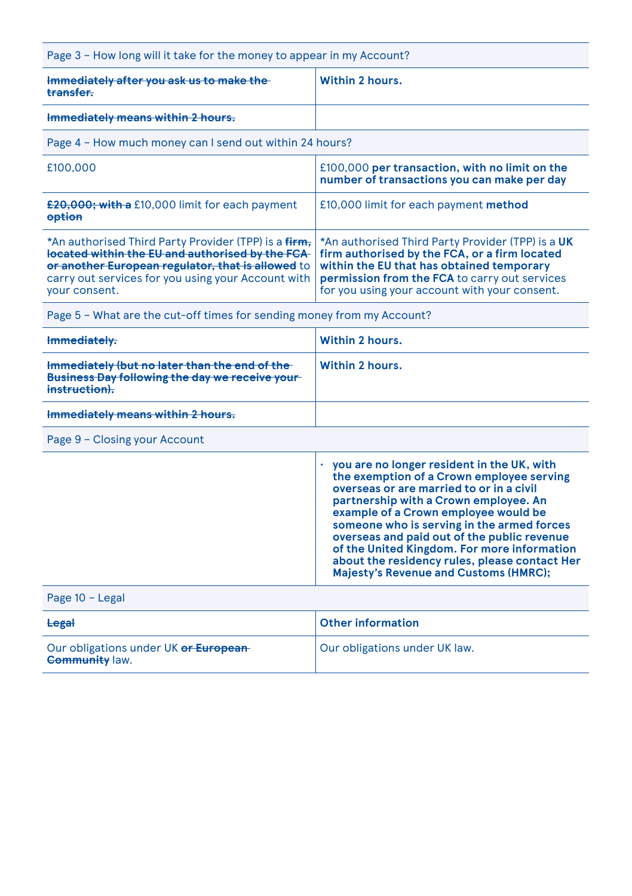| Page 3 – How long will it take for the money to appear in my Account? | |
|---|---|
| ~~**Immediately after you ask us to make the transfer.**~~ | **Within 2 hours.** |
| ~~**Immediately means within 2 hours.**~~ | |
| **Page 4 – How much money can I send out within 24 hours?** | |
| £100,000 | £100,000 **per transaction, with no limit on the number of transactions you can make per day** |
| ~~**£20,000; with a**~~ £10,000 limit for each payment ~~**option**~~ | £10,000 limit for each payment **method** |
| *An authorised Third Party Provider (TPP) is a ~~**firm, located within the EU and authorised by the FCA or another European regulator, that is allowed**~~ to carry out services for you using your Account with your consent. | *An authorised Third Party Provider (TPP) is a **UK firm authorised by the FCA, or a firm located within the EU that has obtained temporary permission from the FCA** to carry out services for you using your account with your consent. |
| **Page 5 – What are the cut-off times for sending money from my Account?** | |
| ~~**Immediately.**~~ | **Within 2 hours.** |
| ~~**Immediately (but no later than the end of the Business Day following the day we receive your instruction).**~~ | **Within 2 hours.** |
| ~~**Immediately means within 2 hours.**~~ | |
| **Page 9 – Closing your Account** | |
| | • **you are no longer resident in the UK, with the exemption of a Crown employee serving overseas or are married to or in a civil partnership with a Crown employee. An example of a Crown employee would be someone who is serving in the armed forces overseas and paid out of the public revenue of the United Kingdom. For more information about the residency rules, please contact Her Majesty's Revenue and Customs (HMRC);** |
| **Page 10 – Legal** | |
| ~~**Legal**~~ | **Other information** |
| Our obligations under UK ~~**or European Community**~~ law. | Our obligations under UK law. |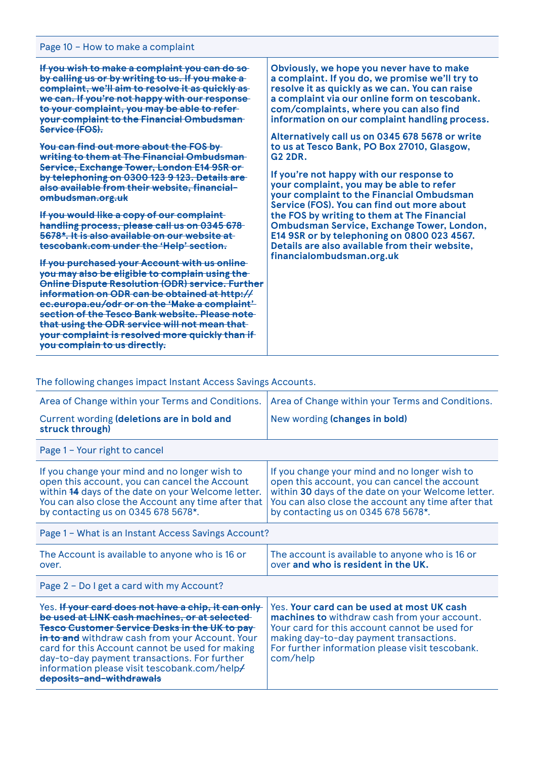| Page 10 – How to make a complaint | |
|---|---|
| ~~**If you wish to make a complaint you can do so by calling us or by writing to us. If you make a complaint, we'll aim to resolve it as quickly as we can. If you're not happy with our response to your complaint, you may be able to refer your complaint to the Financial Ombudsman Service (FOS).**~~<br><br>~~**You can find out more about the FOS by writing to them at The Financial Ombudsman Service, Exchange Tower, London E14 9SR or by telephoning on 0300 123 9 123. Details are also available from their website, financial-ombudsman.org.uk**~~<br><br>~~**If you would like a copy of our complaint handling process, please call us on 0345 678 5678*. It is also available on our website at tescobank.com under the 'Help' section.**~~<br><br>~~**If you purchased your Account with us online you may also be eligible to complain using the Online Dispute Resolution (ODR) service. Further information on ODR can be obtained at http://ec.europa.eu/odr or on the 'Make a complaint' section of the Tesco Bank website. Please note that using the ODR service will not mean that your complaint is resolved more quickly than if you complain to us directly.**~~ | **Obviously, we hope you never have to make a complaint. If you do, we promise we'll try to resolve it as quickly as we can. You can raise a complaint via our online form on tescobank.com/complaints, where you can also find information on our complaint handling process.**<br><br>**Alternatively call us on 0345 678 5678 or write to us at Tesco Bank, PO Box 27010, Glasgow, G2 2DR.**<br><br>**If you're not happy with our response to your complaint, you may be able to refer your complaint to the Financial Ombudsman Service (FOS). You can find out more about the FOS by writing to them at The Financial Ombudsman Service, Exchange Tower, London, E14 9SR or by telephoning on 0800 023 4567. Details are also available from their website, financialombudsman.org.uk** |

The following changes impact Instant Access Savings Accounts.

| Area of Change within your Terms and Conditions.<br><br>Current wording **(deletions are in bold and struck through)** | Area of Change within your Terms and Conditions.<br><br>New wording **(changes in bold)** |
|---|---|
| **Page 1 – Your right to cancel** | |
| If you change your mind and no longer wish to open this account, you can cancel the Account within ~~**14**~~ days of the date on your Welcome letter. You can also close the Account any time after that by contacting us on 0345 678 5678*. | If you change your mind and no longer wish to open this account, you can cancel the account within **30** days of the date on your Welcome letter. You can also close the account any time after that by contacting us on 0345 678 5678*. |
| **Page 1 – What is an Instant Access Savings Account?** | |
| The Account is available to anyone who is 16 or over. | The account is available to anyone who is 16 or over **and who is resident in the UK.** |
| **Page 2 – Do I get a card with my Account?** | |
| Yes. ~~**If your card does not have a chip, it can only be used at LINK cash machines, or at selected Tesco Customer Service Desks in the UK to pay in to and**~~ withdraw cash from your Account. Your card for this Account cannot be used for making day-to-day payment transactions. For further information please visit tescobank.com/help~~**/deposits-and-withdrawals**~~ | Yes. **Your card can be used at most UK cash machines to** withdraw cash from your account. Your card for this account cannot be used for making day-to-day payment transactions. For further information please visit tescobank.com/help |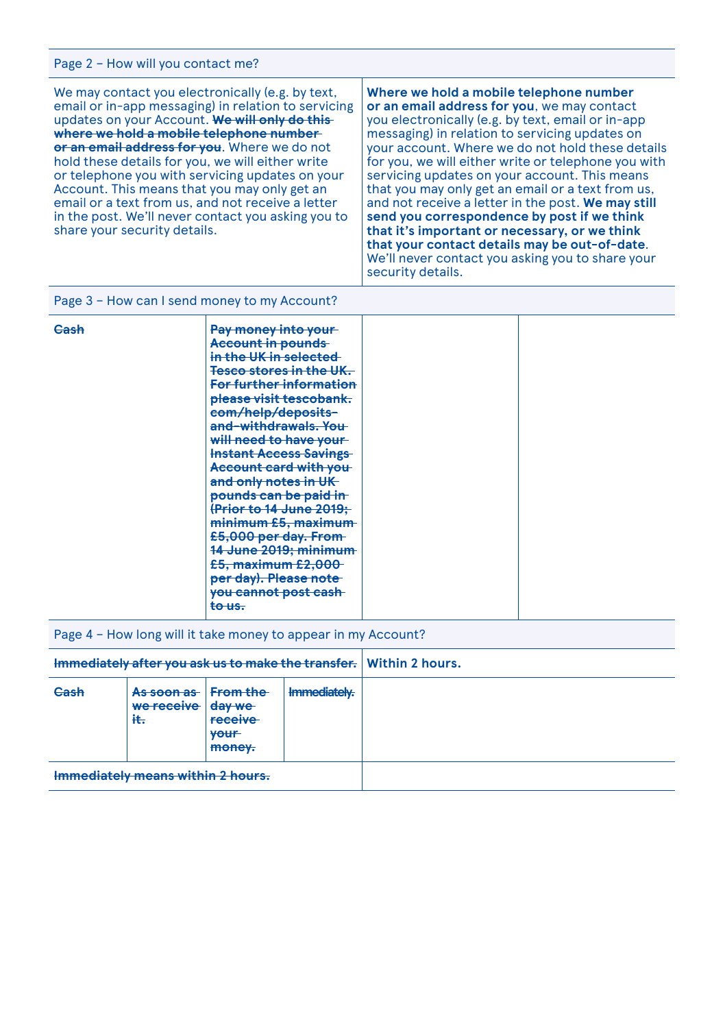| Page 2 – How will you contact me? | |
|---|---|
| We may contact you electronically (e.g. by text, email or in-app messaging) in relation to servicing updates on your Account. ~~**We will only do this where we hold a mobile telephone number or an email address for you**~~. Where we do not hold these details for you, we will either write or telephone you with servicing updates on your Account. This means that you may only get an email or a text from us, and not receive a letter in the post. We'll never contact you asking you to share your security details. | **Where we hold a mobile telephone number or an email address for you**, we may contact you electronically (e.g. by text, email or in-app messaging) in relation to servicing updates on your account. Where we do not hold these details for you, we will either write or telephone you with servicing updates on your account. This means that you may only get an email or a text from us, and not receive a letter in the post. **We may still send you correspondence by post if we think that it's important or necessary, or we think that your contact details may be out-of-date**. We'll never contact you asking you to share your security details. |

| Page 3 – How can I send money to my Account? | | | |
|---|---|---|---|
| ~~**Cash**~~ | ~~**Pay money into your Account in pounds in the UK in selected Tesco stores in the UK. For further information please visit tescobank.com/help/deposits-and-withdrawals. You will need to have your Instant Access Savings Account card with you and only notes in UK pounds can be paid in (Prior to 14 June 2019; minimum £5, maximum £5,000 per day. From 14 June 2019; minimum £5, maximum £2,000 per day). Please note you cannot post cash to us.**~~ | | |

| Page 4 – How long will it take money to appear in my Account? | | | | |
|---|---|---|---|---|
| ~~**Immediately after you ask us to make the transfer.**~~ | | | | **Within 2 hours.** |
| ~~**Cash**~~ | ~~**As soon as we receive it.**~~ | ~~**From the day we receive your money.**~~ | ~~**Immediately.**~~ | |
| ~~**Immediately means within 2 hours.**~~ | | | | |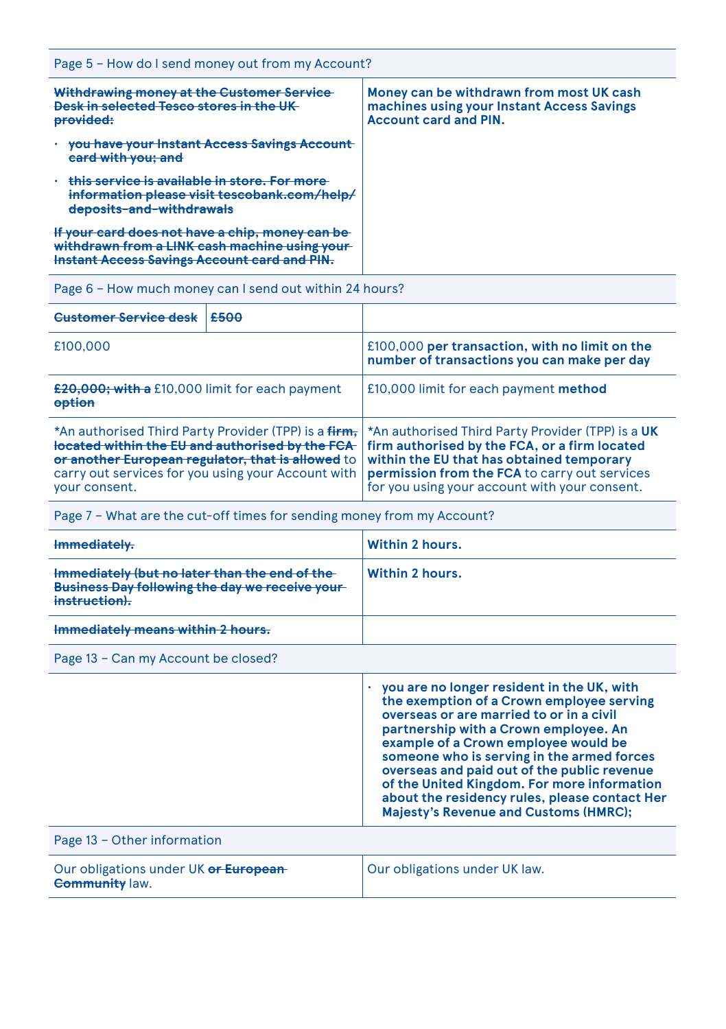| Page 5 – How do I send money out from my Account? | |
|---|---|
| ~~**Withdrawing money at the Customer Service Desk in selected Tesco stores in the UK provided:**~~<br>• ~~**you have your Instant Access Savings Account card with you; and**~~<br>• ~~**this service is available in store. For more information please visit tescobank.com/help/deposits-and-withdrawals**~~<br>~~**If your card does not have a chip, money can be withdrawn from a LINK cash machine using your Instant Access Savings Account card and PIN.**~~ | **Money can be withdrawn from most UK cash machines using your Instant Access Savings Account card and PIN.** |
| **Page 6 – How much money can I send out within 24 hours?** | |
| ~~**Customer Service desk**~~ ~~**£500**~~ | |
| £100,000 | £100,000 **per transaction, with no limit on the number of transactions you can make per day** |
| ~~**£20,000; with a**~~ £10,000 limit for each payment ~~**option**~~ | £10,000 limit for each payment **method** |
| *An authorised Third Party Provider (TPP) is a ~~**firm, located within the EU and authorised by the FCA or another European regulator, that is allowed**~~ to carry out services for you using your Account with your consent. | *An authorised Third Party Provider (TPP) is a **UK firm authorised by the FCA, or a firm located within the EU that has obtained temporary permission from the FCA** to carry out services for you using your account with your consent. |
| **Page 7 – What are the cut-off times for sending money from my Account?** | |
| ~~**Immediately.**~~ | **Within 2 hours.** |
| ~~**Immediately (but no later than the end of the Business Day following the day we receive your instruction).**~~ | **Within 2 hours.** |
| ~~**Immediately means within 2 hours.**~~ | |
| **Page 13 – Can my Account be closed?** | |
| | • **you are no longer resident in the UK, with the exemption of a Crown employee serving overseas or are married to or in a civil partnership with a Crown employee. An example of a Crown employee would be someone who is serving in the armed forces overseas and paid out of the public revenue of the United Kingdom. For more information about the residency rules, please contact Her Majesty's Revenue and Customs (HMRC);** |
| **Page 13 – Other information** | |
| Our obligations under UK ~~**or European Community**~~ law. | Our obligations under UK law. |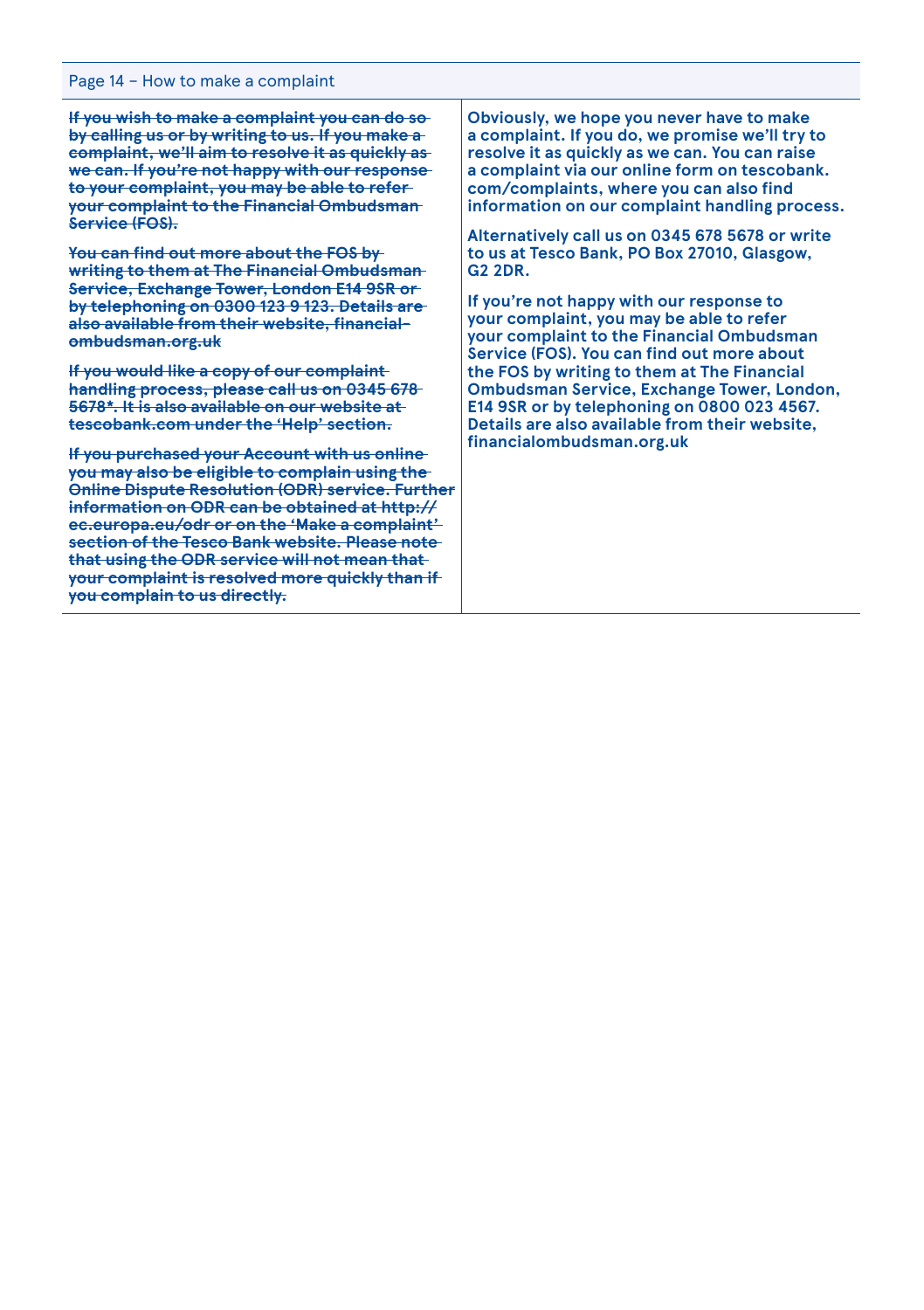| Page 14 – How to make a complaint | |
|---|---|
| ~~**If you wish to make a complaint you can do so by calling us or by writing to us. If you make a complaint, we'll aim to resolve it as quickly as we can. If you're not happy with our response to your complaint, you may be able to refer your complaint to the Financial Ombudsman Service (FOS).**~~<br><br>~~**You can find out more about the FOS by writing to them at The Financial Ombudsman Service, Exchange Tower, London E14 9SR or by telephoning on 0300 123 9 123. Details are also available from their website, financial-ombudsman.org.uk**~~<br><br>~~**If you would like a copy of our complaint handling process, please call us on 0345 678 5678*. It is also available on our website at tescobank.com under the 'Help' section.**~~<br><br>~~**If you purchased your Account with us online you may also be eligible to complain using the Online Dispute Resolution (ODR) service. Further information on ODR can be obtained at http://ec.europa.eu/odr or on the 'Make a complaint' section of the Tesco Bank website. Please note that using the ODR service will not mean that your complaint is resolved more quickly than if you complain to us directly.**~~ | **Obviously, we hope you never have to make a complaint. If you do, we promise we'll try to resolve it as quickly as we can. You can raise a complaint via our online form on tescobank.com/complaints, where you can also find information on our complaint handling process.**<br><br>**Alternatively call us on 0345 678 5678 or write to us at Tesco Bank, PO Box 27010, Glasgow, G2 2DR.**<br><br>**If you're not happy with our response to your complaint, you may be able to refer your complaint to the Financial Ombudsman Service (FOS). You can find out more about the FOS by writing to them at The Financial Ombudsman Service, Exchange Tower, London, E14 9SR or by telephoning on 0800 023 4567. Details are also available from their website, financialombudsman.org.uk** |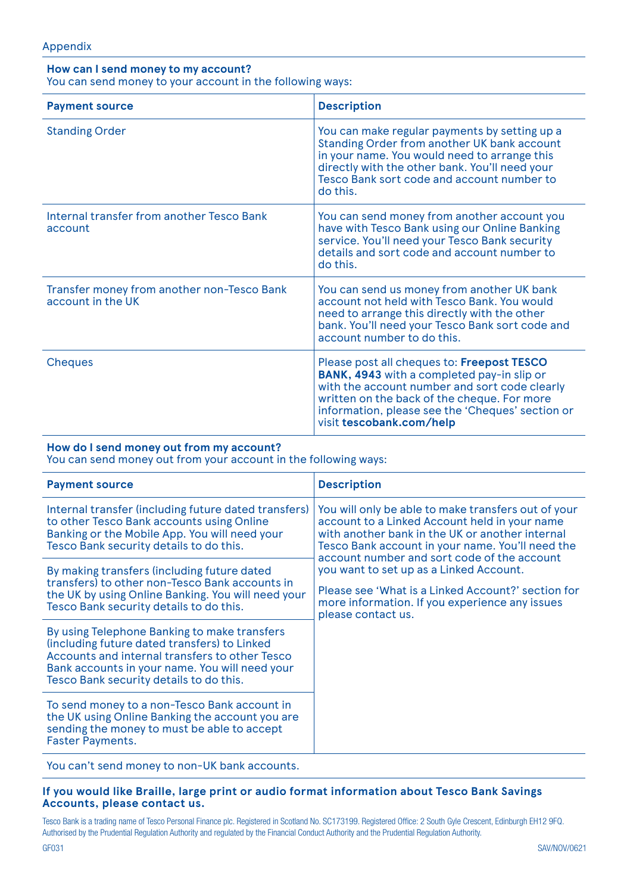Appendix

**How can I send money to my account?**
You can send money to your account in the following ways:

| Payment source | Description |
|---|---|
| Standing Order | You can make regular payments by setting up a Standing Order from another UK bank account in your name. You would need to arrange this directly with the other bank. You'll need your Tesco Bank sort code and account number to do this. |
| Internal transfer from another Tesco Bank account | You can send money from another account you have with Tesco Bank using our Online Banking service. You'll need your Tesco Bank security details and sort code and account number to do this. |
| Transfer money from another non-Tesco Bank account in the UK | You can send us money from another UK bank account not held with Tesco Bank. You would need to arrange this directly with the other bank. You'll need your Tesco Bank sort code and account number to do this. |
| Cheques | Please post all cheques to: **Freepost TESCO BANK, 4943** with a completed pay-in slip or with the account number and sort code clearly written on the back of the cheque. For more information, please see the 'Cheques' section or visit **tescobank.com/help** |

**How do I send money out from my account?**
You can send money out from your account in the following ways:

| Payment source | Description |
|---|---|
| Internal transfer (including future dated transfers) to other Tesco Bank accounts using Online Banking or the Mobile App. You will need your Tesco Bank security details to do this. | You will only be able to make transfers out of your account to a Linked Account held in your name with another bank in the UK or another internal Tesco Bank account in your name. You'll need the account number and sort code of the account you want to set up as a Linked Account. Please see 'What is a Linked Account?' section for more information. If you experience any issues please contact us. |
| By making transfers (including future dated transfers) to other non-Tesco Bank accounts in the UK by using Online Banking. You will need your Tesco Bank security details to do this. | |
| By using Telephone Banking to make transfers (including future dated transfers) to Linked Accounts and internal transfers to other Tesco Bank accounts in your name. You will need your Tesco Bank security details to do this. | |
| To send money to a non-Tesco Bank account in the UK using Online Banking the account you are sending the money to must be able to accept Faster Payments. | |
| You can't send money to non-UK bank accounts. | |

**If you would like Braille, large print or audio format information about Tesco Bank Savings Accounts, please contact us.**

Tesco Bank is a trading name of Tesco Personal Finance plc. Registered in Scotland No. SC173199. Registered Office: 2 South Gyle Crescent, Edinburgh EH12 9FQ. Authorised by the Prudential Regulation Authority and regulated by the Financial Conduct Authority and the Prudential Regulation Authority.

GF031 SAV/NOV/0621